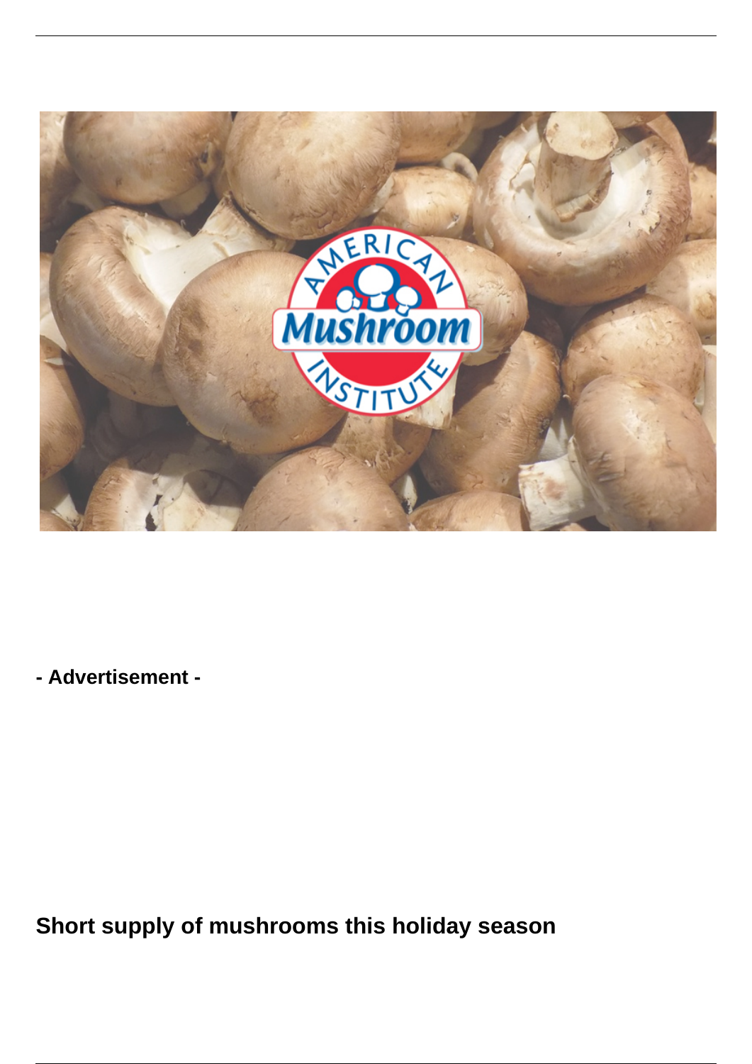- **Advertisement** -

## Short supply of mushrooms this holiday season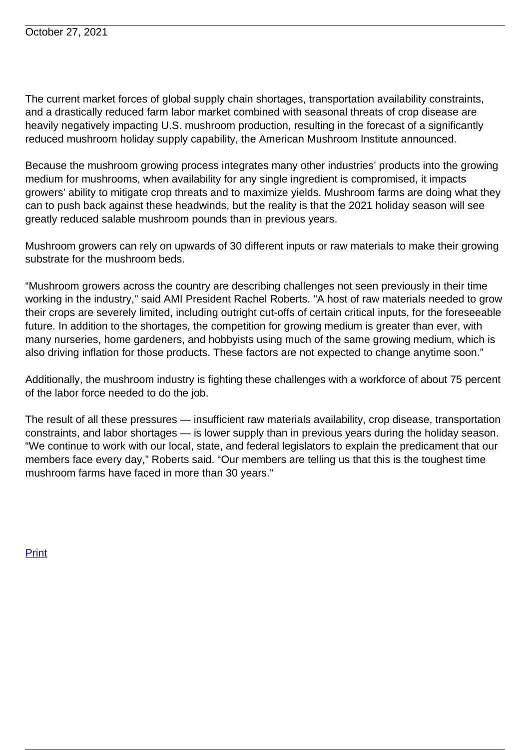October 27, 2021

The current market forces of global supply chain shortages, transportation availability constraints, and a drastically reduced farm labor market combined with seasonal threats of crop disease are heavily negatively impacting U.S. mushroom production, resulting in the forecast of a significantly reduced mushroom holiday supply capability, the American Mushroom Institute announced.

Because the mushroom growing process integrates many other industries' products into the growing medium for mushrooms, when availability for any single ingredient is compromised, it impacts growers' ability to mitigate crop threats and to maximize yields. Mushroom farms are doing what they can to push back against these headwinds, but the reality is that the 2021 holiday season will see greatly reduced salable mushroom pounds than in previous years.

Mushroom growers can rely on upwards of 30 different inputs or raw materials to make their growing substrate for the mushroom beds.

"Mushroom growers across the country are describing challenges not seen previously in their time working in the industry," said AMI President Rachel Roberts. "A host of raw materials needed to grow their crops are severely limited, including outright cut-offs of certain critical inputs, for the foreseeable future. In addition to the shortages, the competition for growing medium is greater than ever, with many nurseries, home gardeners, and hobbyists using much of the same growing medium, which is also driving inflation for those products. These factors are not expected to change anytime soon."

Additionally, the mushroom industry is fighting these challenges with a workforce of about 75 percent of the labor force needed to do the job.

The result of all these pressures — insufficient raw materials availability, crop disease, transportation constraints, and labor shortages — is lower supply than in previous years during the holiday season. "We continue to work with our local, state, and federal legislators to explain the predicament that our members face every day," Roberts said. "Our members are telling us that this is the toughest time mushroom farms have faced in more than 30 years."

Print